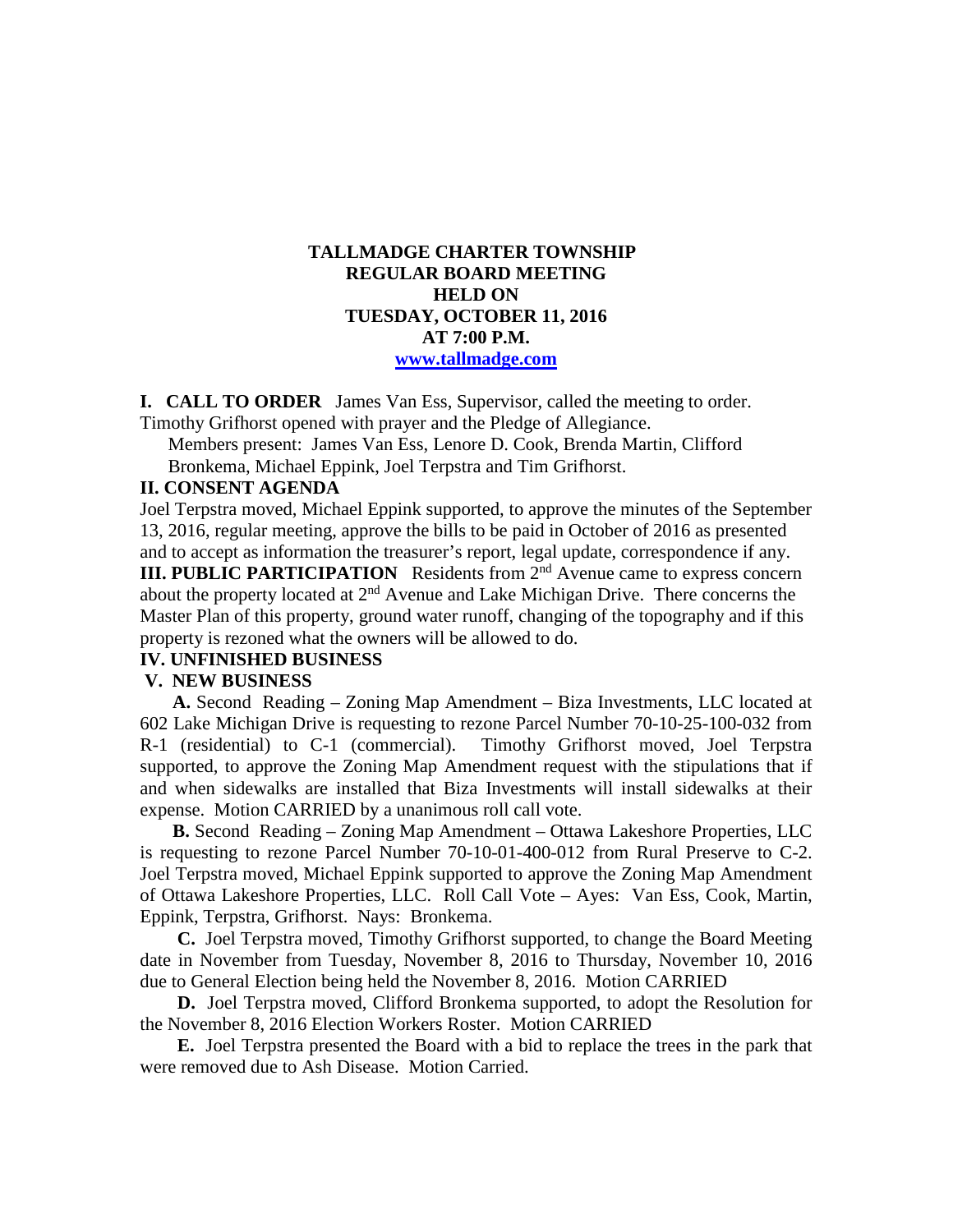# TALLMADGE CHARTER TOWNSHIP
## REGULAR BOARD MEETING
## HELD ON
## TUESDAY, OCTOBER 11, 2016
## AT 7:00 P.M.
[www.tallmadge.com](http://www.tallmadge.com)

**I. CALL TO ORDER** James Van Ess, Supervisor, called the meeting to order. Timothy Grifhorst opened with prayer and the Pledge of Allegiance.

Members present: James Van Ess, Lenore D. Cook, Brenda Martin, Clifford Bronkema, Michael Eppink, Joel Terpstra and Tim Grifhorst.

**II. CONSENT AGENDA**

Joel Terpstra moved, Michael Eppink supported, to approve the minutes of the September 13, 2016, regular meeting, approve the bills to be paid in October of 2016 as presented and to accept as information the treasurer's report, legal update, correspondence if any.

**III. PUBLIC PARTICIPATION** Residents from 2nd Avenue came to express concern about the property located at 2nd Avenue and Lake Michigan Drive. There concerns the Master Plan of this property, ground water runoff, changing of the topography and if this property is rezoned what the owners will be allowed to do.

**IV. UNFINISHED BUSINESS**

**V. NEW BUSINESS**

**A.** Second Reading – Zoning Map Amendment – Biza Investments, LLC located at 602 Lake Michigan Drive is requesting to rezone Parcel Number 70-10-25-100-032 from R-1 (residential) to C-1 (commercial). Timothy Grifhorst moved, Joel Terpstra supported, to approve the Zoning Map Amendment request with the stipulations that if and when sidewalks are installed that Biza Investments will install sidewalks at their expense. Motion CARRIED by a unanimous roll call vote.

**B.** Second Reading – Zoning Map Amendment – Ottawa Lakeshore Properties, LLC is requesting to rezone Parcel Number 70-10-01-400-012 from Rural Preserve to C-2. Joel Terpstra moved, Michael Eppink supported to approve the Zoning Map Amendment of Ottawa Lakeshore Properties, LLC. Roll Call Vote – Ayes: Van Ess, Cook, Martin, Eppink, Terpstra, Grifhorst. Nays: Bronkema.

**C.** Joel Terpstra moved, Timothy Grifhorst supported, to change the Board Meeting date in November from Tuesday, November 8, 2016 to Thursday, November 10, 2016 due to General Election being held the November 8, 2016. Motion CARRIED

**D.** Joel Terpstra moved, Clifford Bronkema supported, to adopt the Resolution for the November 8, 2016 Election Workers Roster. Motion CARRIED

**E.** Joel Terpstra presented the Board with a bid to replace the trees in the park that were removed due to Ash Disease. Motion Carried.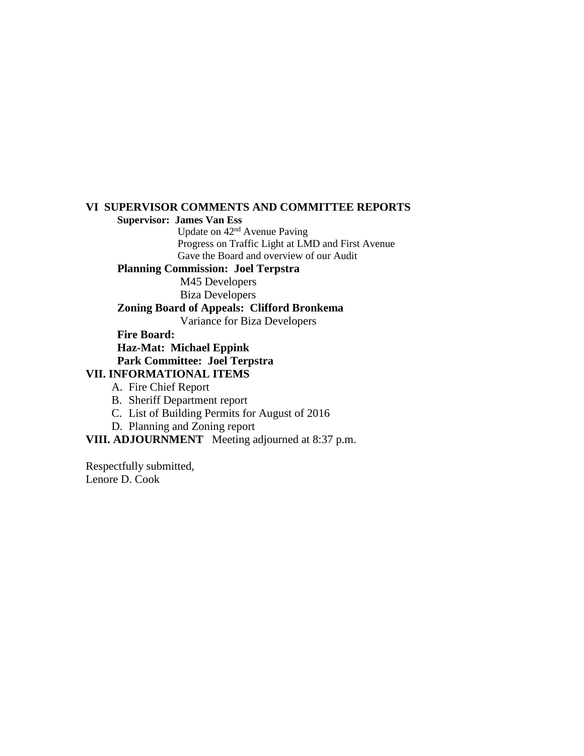## VI SUPERVISOR COMMENTS AND COMMITTEE REPORTS

**Supervisor: James Van Ess**

Update on $42^{nd}$ Avenue Paving
Progress on Traffic Light at LMD and First Avenue
Gave the Board and overview of our Audit

**Planning Commission: Joel Terpstra**

M45 Developers
Biza Developers

**Zoning Board of Appeals: Clifford Bronkema**

Variance for Biza Developers

**Fire Board:**

**Haz-Mat: Michael Eppink**

**Park Committee: Joel Terpstra**

## VII. INFORMATIONAL ITEMS

A. Fire Chief Report
B. Sheriff Department report
C. List of Building Permits for August of 2016
D. Planning and Zoning report

**VIII. ADJOURNMENT** Meeting adjourned at 8:37 p.m.

Respectfully submitted,
Lenore D. Cook